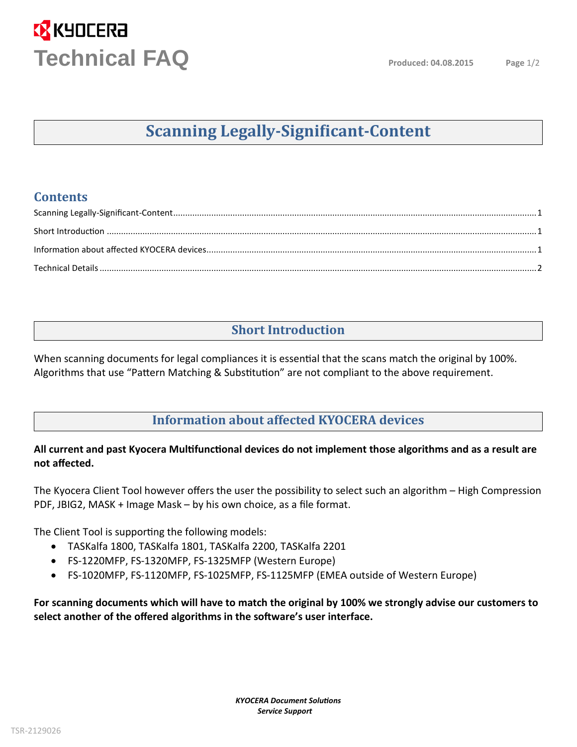# Technical FAQ

## Scanning Legally-Significant-Content

### Contents

Scanning Legally-Significant-Content ..... 1

Short Introduction ..... 1

Information about affected KYOCERA devices ..... 1

Technical Details ..... 2

## Short Introduction

When scanning documents for legal compliances it is essential that the scans match the original by 100%. Algorithms that use "Pattern Matching & Substitution" are not compliant to the above requirement.

## Information about affected KYOCERA devices

**All current and past Kyocera Multifunctional devices do not implement those algorithms and as a result are not affected.**

The Kyocera Client Tool however offers the user the possibility to select such an algorithm – High Compression PDF, JBIG2, MASK + Image Mask – by his own choice, as a file format.

The Client Tool is supporting the following models:

- TASKalfa 1800, TASKalfa 1801, TASKalfa 2200, TASKalfa 2201
- FS-1220MFP, FS-1320MFP, FS-1325MFP (Western Europe)
- FS-1020MFP, FS-1120MFP, FS-1025MFP, FS-1125MFP (EMEA outside of Western Europe)

**For scanning documents which will have to match the original by 100% we strongly advise our customers to select another of the offered algorithms in the software's user interface.**

***KYOCERA Document Solutions***
***Service Support***

TSR-2129026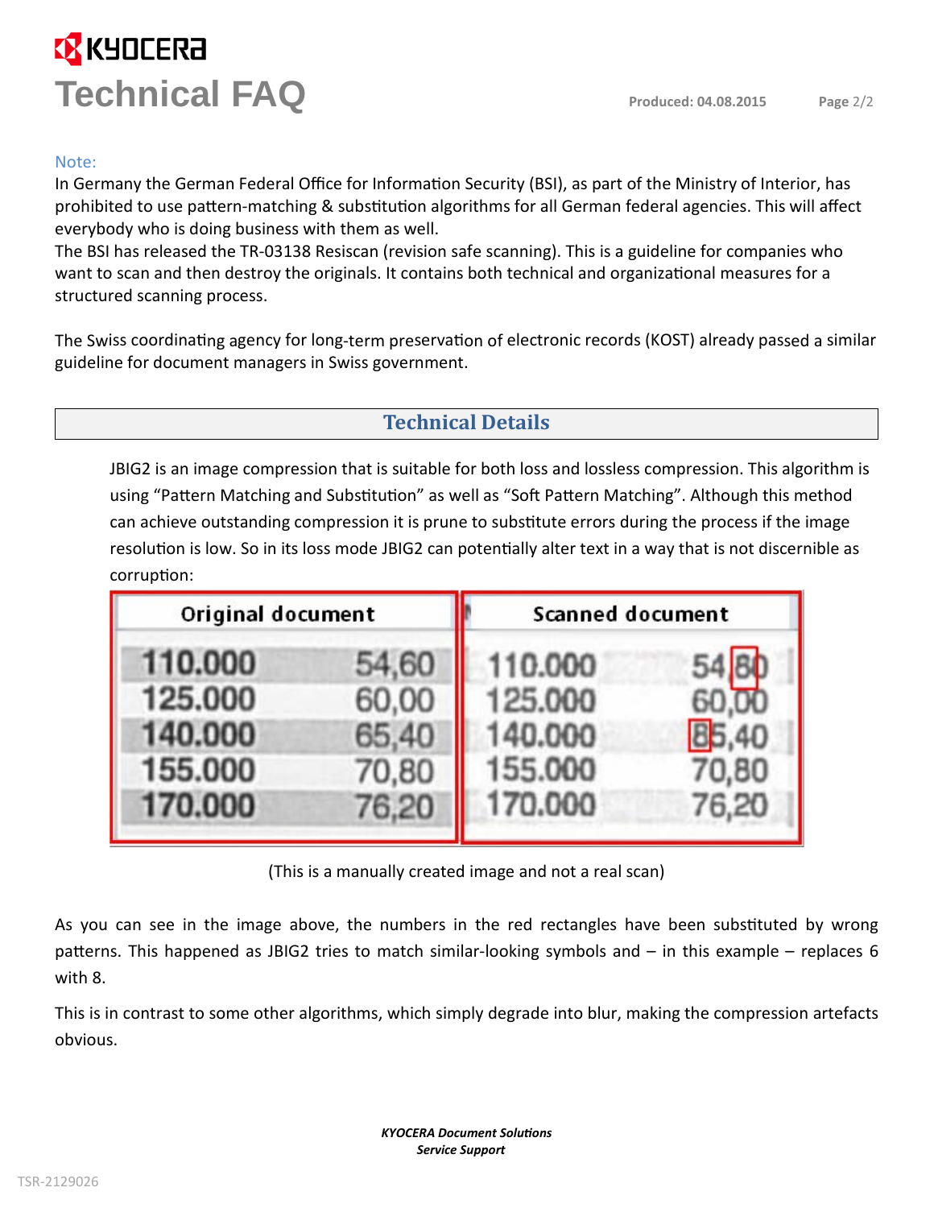Note:

In Germany the German Federal Office for Information Security (BSI), as part of the Ministry of Interior, has prohibited to use pattern-matching & substitution algorithms for all German federal agencies. This will affect everybody who is doing business with them as well.

The BSI has released the TR-03138 Resiscan (revision safe scanning). This is a guideline for companies who want to scan and then destroy the originals. It contains both technical and organizational measures for a structured scanning process.

The Swiss coordinating agency for long-term preservation of electronic records (KOST) already passed a similar guideline for document managers in Swiss government.

## Technical Details

JBIG2 is an image compression that is suitable for both loss and lossless compression. This algorithm is using "Pattern Matching and Substitution" as well as "Soft Pattern Matching". Although this method can achieve outstanding compression it is prune to substitute errors during the process if the image resolution is low. So in its loss mode JBIG2 can potentially alter text in a way that is not discernible as corruption:

| Original document | | Scanned document | |
|---|---|---|---|
| 110.000 | 54,60 | 110.000 | 54,80 |
| 125.000 | 60,00 | 125.000 | 60,00 |
| 140.000 | 65,40 | 140.000 | 85,40 |
| 155.000 | 70,80 | 155.000 | 70,80 |
| 170.000 | 76,20 | 170.000 | 76,20 |

(This is a manually created image and not a real scan)

As you can see in the image above, the numbers in the red rectangles have been substituted by wrong patterns. This happened as JBIG2 tries to match similar-looking symbols and – in this example – replaces 6 with 8.

This is in contrast to some other algorithms, which simply degrade into blur, making the compression artefacts obvious.